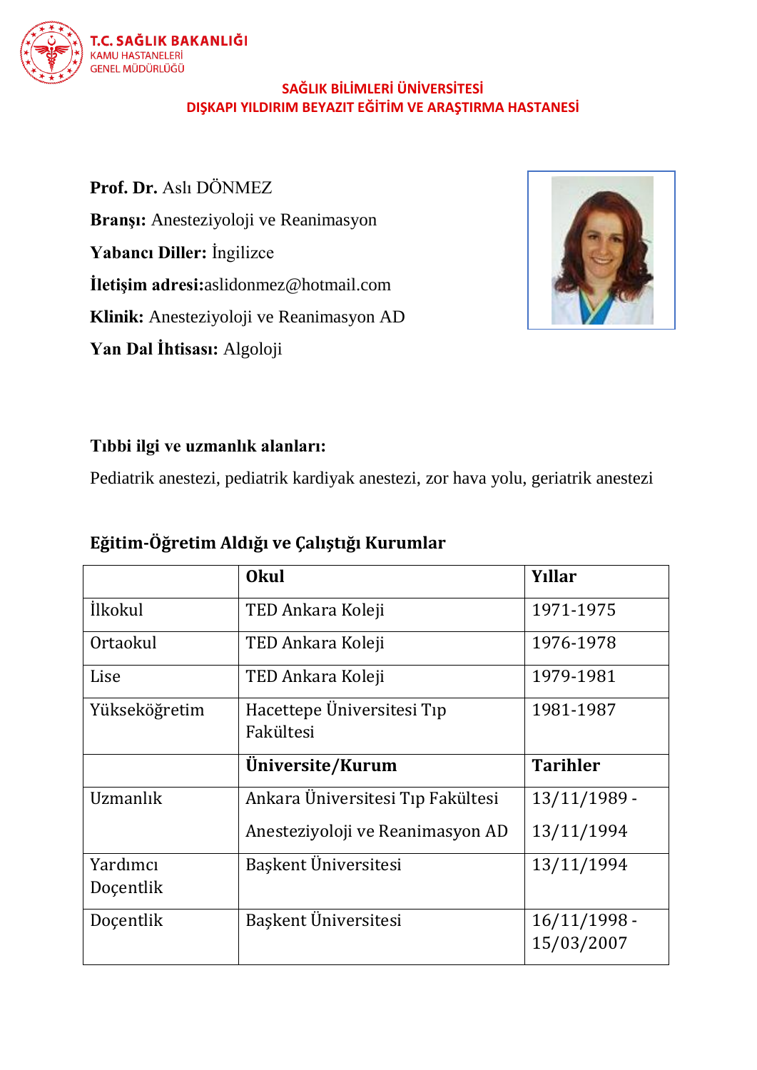**T.C. SAĞLIK BAKANLIĞI**
KAMU HASTANELERİ
GENEL MÜDÜRLÜĞÜ

**SAĞLIK BİLİMLERİ ÜNİVERSİTESİ**
**DIŞKAPI YILDIRIM BEYAZIT EĞİTİM VE ARAŞTIRMA HASTANESİ**

**Prof. Dr.** Aslı DÖNMEZ

**Branşı:** Anesteziyoloji ve Reanimasyon

**Yabancı Diller:** İngilizce

**İletişim adresi:**aslidonmez@hotmail.com

**Klinik:** Anesteziyoloji ve Reanimasyon AD

**Yan Dal İhtisası:** Algoloji

**Tıbbi ilgi ve uzmanlık alanları:**

Pediatrik anestezi, pediatrik kardiyak anestezi, zor hava yolu, geriatrik anestezi

### Eğitim-Öğretim Aldığı ve Çalıştığı Kurumlar

| | **Okul** | **Yıllar** |
|---|---|---|
| İlkokul | TED Ankara Koleji | 1971-1975 |
| Ortaokul | TED Ankara Koleji | 1976-1978 |
| Lise | TED Ankara Koleji | 1979-1981 |
| Yükseköğretim | Hacettepe Üniversitesi Tıp Fakültesi | 1981-1987 |
| | **Üniversite/Kurum** | **Tarihler** |
| Uzmanlık | Ankara Üniversitesi Tıp Fakültesi Anesteziyoloji ve Reanimasyon AD | 13/11/1989 - 13/11/1994 |
| Yardımcı Doçentlik | Başkent Üniversitesi | 13/11/1994 |
| Doçentlik | Başkent Üniversitesi | 16/11/1998 - 15/03/2007 |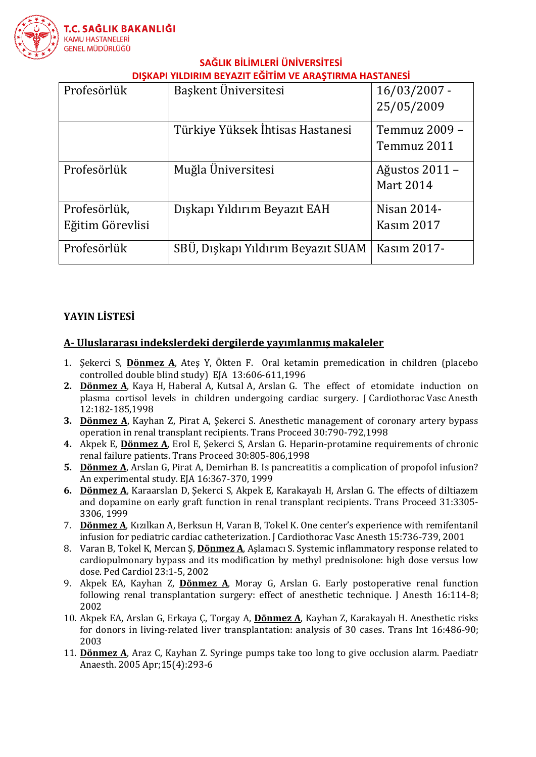| | | |
|---|---|---|
| Profesörlük | Başkent Üniversitesi | 16/03/2007 - 25/05/2009 |
| | Türkiye Yüksek İhtisas Hastanesi | Temmuz 2009 – Temmuz 2011 |
| Profesörlük | Muğla Üniversitesi | Ağustos 2011 – Mart 2014 |
| Profesörlük, Eğitim Görevlisi | Dışkapı Yıldırım Beyazıt EAH | Nisan 2014- Kasım 2017 |
| Profesörlük | SBÜ, Dışkapı Yıldırım Beyazıt SUAM | Kasım 2017- |

## YAYIN LİSTESİ

### A- Uluslararası indekslerdeki dergilerde yayımlanmış makaleler

1. Şekerci S, **Dönmez A**, Ateş Y, Ökten F. Oral ketamin premedication in children (placebo controlled double blind study) EJA 13:606-611,1996
2. **Dönmez A**, Kaya H, Haberal A, Kutsal A, Arslan G. The effect of etomidate induction on plasma cortisol levels in children undergoing cardiac surgery. J Cardiothorac Vasc Anesth 12:182-185,1998
3. **Dönmez A**, Kayhan Z, Pirat A, Şekerci S. Anesthetic management of coronary artery bypass operation in renal transplant recipients. Trans Proceed 30:790-792,1998
4. Akpek E, **Dönmez A**, Erol E, Şekerci S, Arslan G. Heparin-protamine requirements of chronic renal failure patients. Trans Proceed 30:805-806,1998
5. **Dönmez A**, Arslan G, Pirat A, Demirhan B. Is pancreatitis a complication of propofol infusion? An experimental study. EJA 16:367-370, 1999
6. **Dönmez A**, Karaarslan D, Şekerci S, Akpek E, Karakayalı H, Arslan G. The effects of diltiazem and dopamine on early graft function in renal transplant recipients. Trans Proceed 31:3305-3306, 1999
7. **Dönmez A**, Kızılkan A, Berksun H, Varan B, Tokel K. One center's experience with remifentanil infusion for pediatric cardiac catheterization. J Cardiothorac Vasc Anesth 15:736-739, 2001
8. Varan B, Tokel K, Mercan Ş, **Dönmez A**, Aşlamacı S. Systemic inflammatory response related to cardiopulmonary bypass and its modification by methyl prednisolone: high dose versus low dose. Ped Cardiol 23:1-5, 2002
9. Akpek EA, Kayhan Z, **Dönmez A**, Moray G, Arslan G. Early postoperative renal function following renal transplantation surgery: effect of anesthetic technique. J Anesth 16:114-8; 2002
10. Akpek EA, Arslan G, Erkaya Ç, Torgay A, **Dönmez A**, Kayhan Z, Karakayalı H. Anesthetic risks for donors in living-related liver transplantation: analysis of 30 cases. Trans Int 16:486-90; 2003
11. **Dönmez A**, Araz C, Kayhan Z. Syringe pumps take too long to give occlusion alarm. Paediatr Anaesth. 2005 Apr;15(4):293-6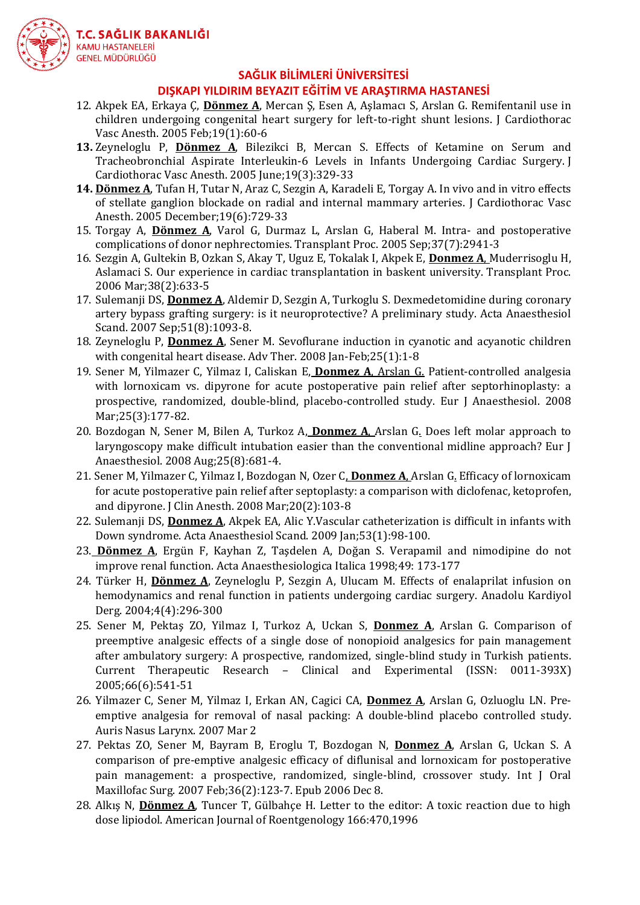12. Akpek EA, Erkaya Ç, **Dönmez A**, Mercan Ş, Esen A, Aşlamacı S, Arslan G. Remifentanil use in children undergoing congenital heart surgery for left-to-right shunt lesions. J Cardiothorac Vasc Anesth. 2005 Feb;19(1):60-6
13. Zeyneloglu P, **Dönmez A**, Bilezikci B, Mercan S. Effects of Ketamine on Serum and Tracheobronchial Aspirate Interleukin-6 Levels in Infants Undergoing Cardiac Surgery. J Cardiothorac Vasc Anesth. 2005 June;19(3):329-33
14. **Dönmez A**, Tufan H, Tutar N, Araz C, Sezgin A, Karadeli E, Torgay A. In vivo and in vitro effects of stellate ganglion blockade on radial and internal mammary arteries. J Cardiothorac Vasc Anesth. 2005 December;19(6):729-33
15. Torgay A, **Dönmez A**, Varol G, Durmaz L, Arslan G, Haberal M. Intra- and postoperative complications of donor nephrectomies. Transplant Proc. 2005 Sep;37(7):2941-3
16. Sezgin A, Gultekin B, Ozkan S, Akay T, Uguz E, Tokalak I, Akpek E, **Donmez A**, Muderrisoglu H, Aslamaci S. Our experience in cardiac transplantation in baskent university. Transplant Proc. 2006 Mar;38(2):633-5
17. Sulemanji DS, **Donmez A**, Aldemir D, Sezgin A, Turkoglu S. Dexmedetomidine during coronary artery bypass grafting surgery: is it neuroprotective? A preliminary study. Acta Anaesthesiol Scand. 2007 Sep;51(8):1093-8.
18. Zeyneloglu P, **Donmez A**, Sener M. Sevoflurane induction in cyanotic and acyanotic children with congenital heart disease. Adv Ther. 2008 Jan-Feb;25(1):1-8
19. Sener M, Yilmazer C, Yilmaz I, Caliskan E, **Donmez A**, Arslan G. Patient-controlled analgesia with lornoxicam vs. dipyrone for acute postoperative pain relief after septorhinoplasty: a prospective, randomized, double-blind, placebo-controlled study. Eur J Anaesthesiol. 2008 Mar;25(3):177-82.
20. Bozdogan N, Sener M, Bilen A, Turkoz A, **Donmez A**, Arslan G. Does left molar approach to laryngoscopy make difficult intubation easier than the conventional midline approach? Eur J Anaesthesiol. 2008 Aug;25(8):681-4.
21. Sener M, Yilmazer C, Yilmaz I, Bozdogan N, Ozer C, **Donmez A**, Arslan G. Efficacy of lornoxicam for acute postoperative pain relief after septoplasty: a comparison with diclofenac, ketoprofen, and dipyrone. J Clin Anesth. 2008 Mar;20(2):103-8
22. Sulemanji DS, **Donmez A**, Akpek EA, Alic Y.Vascular catheterization is difficult in infants with Down syndrome. Acta Anaesthesiol Scand. 2009 Jan;53(1):98-100.
23. **Dönmez A**, Ergün F, Kayhan Z, Taşdelen A, Doğan S. Verapamil and nimodipine do not improve renal function. Acta Anaesthesiologica Italica 1998;49: 173-177
24. Türker H, **Dönmez A**, Zeyneloglu P, Sezgin A, Ulucam M. Effects of enalaprilat infusion on hemodynamics and renal function in patients undergoing cardiac surgery. Anadolu Kardiyol Derg. 2004;4(4):296-300
25. Sener M, Pektaş ZO, Yilmaz I, Turkoz A, Uckan S, **Donmez A**, Arslan G. Comparison of preemptive analgesic effects of a single dose of nonopioid analgesics for pain management after ambulatory surgery: A prospective, randomized, single-blind study in Turkish patients. Current Therapeutic Research – Clinical and Experimental (ISSN: 0011-393X) 2005;66(6):541-51
26. Yilmazer C, Sener M, Yilmaz I, Erkan AN, Cagici CA, **Donmez A**, Arslan G, Ozluoglu LN. Pre-emptive analgesia for removal of nasal packing: A double-blind placebo controlled study. Auris Nasus Larynx. 2007 Mar 2
27. Pektas ZO, Sener M, Bayram B, Eroglu T, Bozdogan N, **Donmez A**, Arslan G, Uckan S. A comparison of pre-emptive analgesic efficacy of diflunisal and lornoxicam for postoperative pain management: a prospective, randomized, single-blind, crossover study. Int J Oral Maxillofac Surg. 2007 Feb;36(2):123-7. Epub 2006 Dec 8.
28. Alkış N, **Dönmez A**, Tuncer T, Gülbahçe H. Letter to the editor: A toxic reaction due to high dose lipiodol. American Journal of Roentgenology 166:470,1996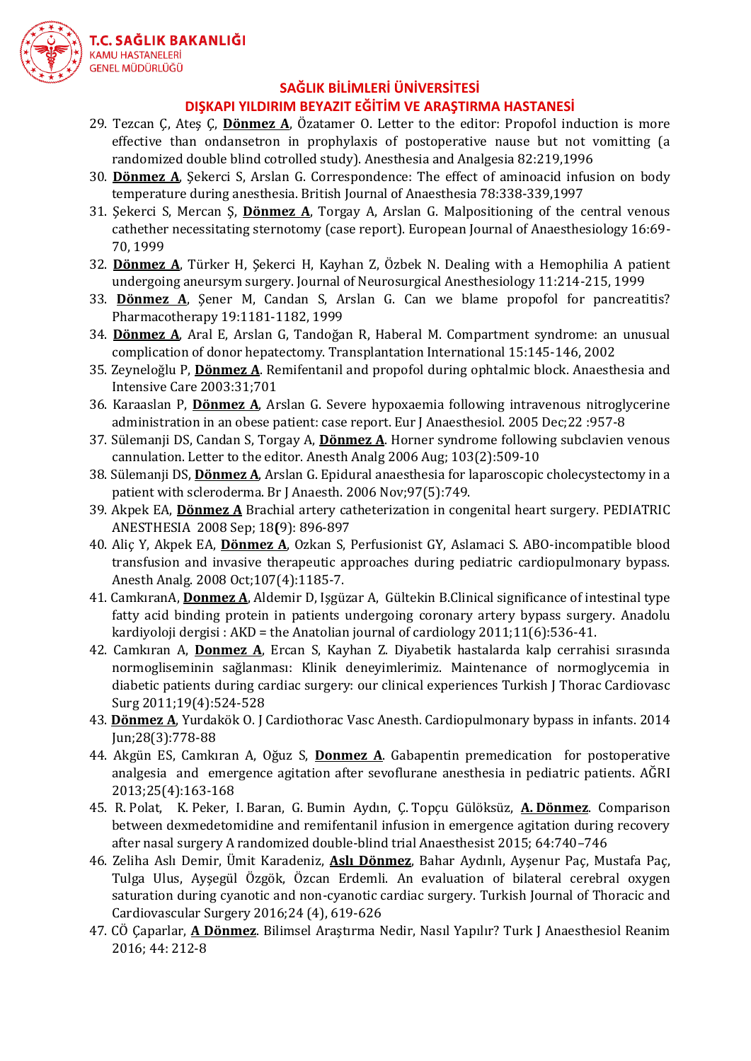29. Tezcan Ç, Ateş Ç, **Dönmez A**, Özatamer O. Letter to the editor: Propofol induction is more effective than ondansetron in prophylaxis of postoperative nause but not vomitting (a randomized double blind cotrolled study). Anesthesia and Analgesia 82:219,1996
30. **Dönmez A**, Şekerci S, Arslan G. Correspondence: The effect of aminoacid infusion on body temperature during anesthesia. British Journal of Anaesthesia 78:338-339,1997
31. Şekerci S, Mercan Ş, **Dönmez A**, Torgay A, Arslan G. Malpositioning of the central venous cathether necessitating sternotomy (case report). European Journal of Anaesthesiology 16:69-70, 1999
32. **Dönmez A**, Türker H, Şekerci H, Kayhan Z, Özbek N. Dealing with a Hemophilia A patient undergoing aneursym surgery. Journal of Neurosurgical Anesthesiology 11:214-215, 1999
33. **Dönmez A**, Şener M, Candan S, Arslan G. Can we blame propofol for pancreatitis? Pharmacotherapy 19:1181-1182, 1999
34. **Dönmez A**, Aral E, Arslan G, Tandoğan R, Haberal M. Compartment syndrome: an unusual complication of donor hepatectomy. Transplantation International 15:145-146, 2002
35. Zeyneloğlu P, **Dönmez A**. Remifentanil and propofol during ophtalmic block. Anaesthesia and Intensive Care 2003:31;701
36. Karaaslan P, **Dönmez A**, Arslan G. Severe hypoxaemia following intravenous nitroglycerine administration in an obese patient: case report. Eur J Anaesthesiol. 2005 Dec;22 :957-8
37. Sülemanji DS, Candan S, Torgay A, **Dönmez A**. Horner syndrome following subclavien venous cannulation. Letter to the editor. Anesth Analg 2006 Aug; 103(2):509-10
38. Sülemanji DS, **Dönmez A**, Arslan G. Epidural anaesthesia for laparoscopic cholecystectomy in a patient with scleroderma. Br J Anaesth. 2006 Nov;97(5):749.
39. Akpek EA, **Dönmez A** Brachial artery catheterization in congenital heart surgery. PEDIATRIC ANESTHESIA 2008 Sep; 18**(**9): 896-897
40. Aliç Y, Akpek EA, **Dönmez A**, Ozkan S, Perfusionist GY, Aslamaci S. ABO-incompatible blood transfusion and invasive therapeutic approaches during pediatric cardiopulmonary bypass. Anesth Analg. 2008 Oct;107(4):1185-7.
41. CamkıranA, **Donmez A**, Aldemir D, Işgüzar A, Gültekin B.Clinical significance of intestinal type fatty acid binding protein in patients undergoing coronary artery bypass surgery. Anadolu kardiyoloji dergisi : AKD = the Anatolian journal of cardiology 2011;11(6):536-41.
42. Camkıran A, **Donmez A**, Ercan S, Kayhan Z. Diyabetik hastalarda kalp cerrahisi sırasında normogliseminin sağlanması: Klinik deneyimlerimiz. Maintenance of normoglycemia in diabetic patients during cardiac surgery: our clinical experiences Turkish J Thorac Cardiovasc Surg 2011;19(4):524-528
43. **Dönmez A**, Yurdakök O. J Cardiothorac Vasc Anesth. Cardiopulmonary bypass in infants. 2014 Jun;28(3):778-88
44. Akgün ES, Camkıran A, Oğuz S, **Donmez A**. Gabapentin premedication for postoperative analgesia and emergence agitation after sevoflurane anesthesia in pediatric patients. AĞRI 2013;25(4):163-168
45. R. Polat, K. Peker, I. Baran, G. Bumin Aydın, Ç. Topçu Gülöksüz, **A. Dönmez**. Comparison between dexmedetomidine and remifentanil infusion in emergence agitation during recovery after nasal surgery A randomized double-blind trial Anaesthesist 2015; 64:740–746
46. Zeliha Aslı Demir, Ümit Karadeniz, **Aslı Dönmez**, Bahar Aydınlı, Ayşenur Paç, Mustafa Paç, Tulga Ulus, Ayşegül Özgök, Özcan Erdemli. An evaluation of bilateral cerebral oxygen saturation during cyanotic and non-cyanotic cardiac surgery. Turkish Journal of Thoracic and Cardiovascular Surgery 2016;24 (4), 619-626
47. CÖ Çaparlar, **A Dönmez**. Bilimsel Araştırma Nedir, Nasıl Yapılır? Turk J Anaesthesiol Reanim 2016; 44: 212-8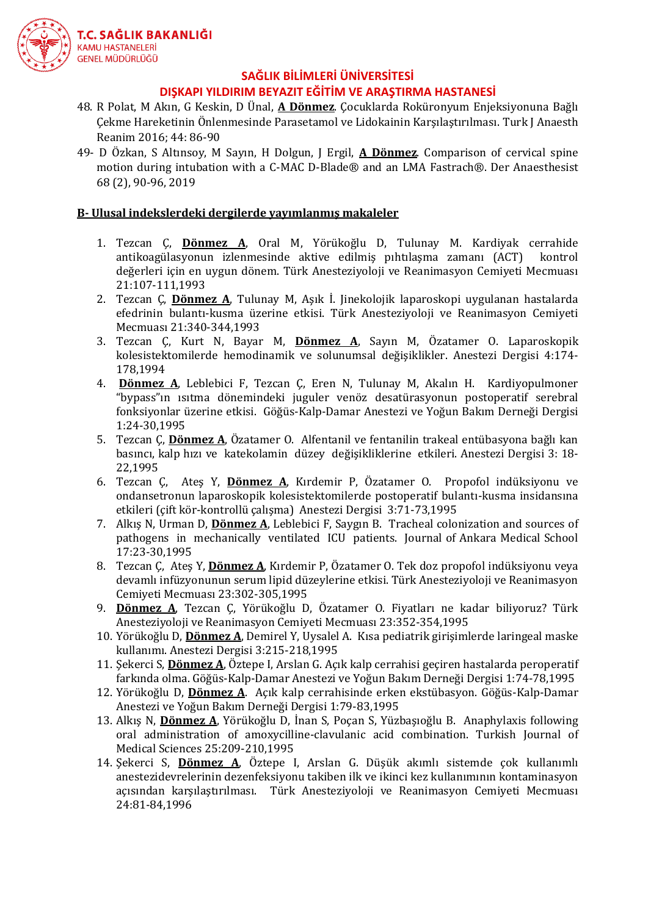48. R Polat, M Akın, G Keskin, D Ünal, **A Dönmez**. Çocuklarda Rokürönyum Enjeksiyonuna Bağlı Çekme Hareketinin Önlenmesinde Parasetamol ve Lidokainin Karşılaştırılması. Turk J Anaesth Reanim 2016; 44: 86-90

49- D Özkan, S Altınsoy, M Sayın, H Dolgun, J Ergil, **A Dönmez**. Comparison of cervical spine motion during intubation with a C-MAC D-Blade® and an LMA Fastrach®. Der Anaesthesist 68 (2), 90-96, 2019

**B- Ulusal indekslerdeki dergilerde yayımlanmış makaleler**

1. Tezcan Ç, **Dönmez A**, Oral M, Yörükoğlu D, Tulunay M. Kardiyak cerrahide antikoagülasyonun izlenmesinde aktive edilmiş pıhtılaşma zamanı (ACT) kontrol değerleri için en uygun dönem. Türk Anesteziyoloji ve Reanimasyon Cemiyeti Mecmuası 21:107-111,1993
2. Tezcan Ç, **Dönmez A**, Tulunay M, Aşık İ. Jinekolojik laparoskopi uygulanan hastalarda efedrinin bulantı-kusma üzerine etkisi. Türk Anesteziyoloji ve Reanimasyon Cemiyeti Mecmuası 21:340-344,1993
3. Tezcan Ç, Kurt N, Bayar M, **Dönmez A**, Sayın M, Özatamer O. Laparoskopik kolesistektomilerde hemodinamik ve solunumsal değişiklikler. Anestezi Dergisi 4:174-178,1994
4. **Dönmez A**, Leblebici F, Tezcan Ç, Eren N, Tulunay M, Akalın H. Kardiyopulmoner "bypass"ın ısıtma dönemindeki juguler venöz desatürasyonun postoperatif serebral fonksiyonlar üzerine etkisi. Göğüs-Kalp-Damar Anestezi ve Yoğun Bakım Derneği Dergisi 1:24-30,1995
5. Tezcan Ç, **Dönmez A**, Özatamer O. Alfentanil ve fentanilin trakeal entübasyona bağlı kan basıncı, kalp hızı ve katekolamin düzey değişikliklerine etkileri. Anestezi Dergisi 3: 18-22,1995
6. Tezcan Ç, Ateş Y, **Dönmez A**, Kırdemir P, Özatamer O. Propofol indüksiyonu ve ondansetronun laparoskopik kolesistektomilerde postoperatif bulantı-kusma insidansına etkileri (çift kör-kontrollü çalışma) Anestezi Dergisi 3:71-73,1995
7. Alkış N, Urman D, **Dönmez A**, Leblebici F, Saygın B. Tracheal colonization and sources of pathogens in mechanically ventilated ICU patients. Journal of Ankara Medical School 17:23-30,1995
8. Tezcan Ç, Ateş Y, **Dönmez A**, Kırdemir P, Özatamer O. Tek doz propofol indüksiyonu veya devamlı infüzyonunun serum lipid düzeylerine etkisi. Türk Anesteziyoloji ve Reanimasyon Cemiyeti Mecmuası 23:302-305,1995
9. **Dönmez A**, Tezcan Ç, Yörükoğlu D, Özatamer O. Fiyatları ne kadar biliyoruz? Türk Anesteziyoloji ve Reanimasyon Cemiyeti Mecmuası 23:352-354,1995
10. Yörükoğlu D, **Dönmez A**, Demirel Y, Uysalel A. Kısa pediatrik girişimlerde laringeal maske kullanımı. Anestezi Dergisi 3:215-218,1995
11. Şekerci S, **Dönmez A**, Öztepe I, Arslan G. Açık kalp cerrahisi geçiren hastalarda peroperatif farkında olma. Göğüs-Kalp-Damar Anestezi ve Yoğun Bakım Derneği Dergisi 1:74-78,1995
12. Yörükoğlu D, **Dönmez A**. Açık kalp cerrahisinde erken ekstübasyon. Göğüs-Kalp-Damar Anestezi ve Yoğun Bakım Derneği Dergisi 1:79-83,1995
13. Alkış N, **Dönmez A**, Yörükoğlu D, İnan S, Poçan S, Yüzbaşıoğlu B. Anaphylaxis following oral administration of amoxycilline-clavulanic acid combination. Turkish Journal of Medical Sciences 25:209-210,1995
14. Şekerci S, **Dönmez A**, Öztepe I, Arslan G. Düşük akımlı sistemde çok kullanımlı anestezidevrelerinin dezenfeksiyonu takiben ilk ve ikinci kez kullanımının kontaminasyon açısından karşılaştırılması. Türk Anesteziyoloji ve Reanimasyon Cemiyeti Mecmuası 24:81-84,1996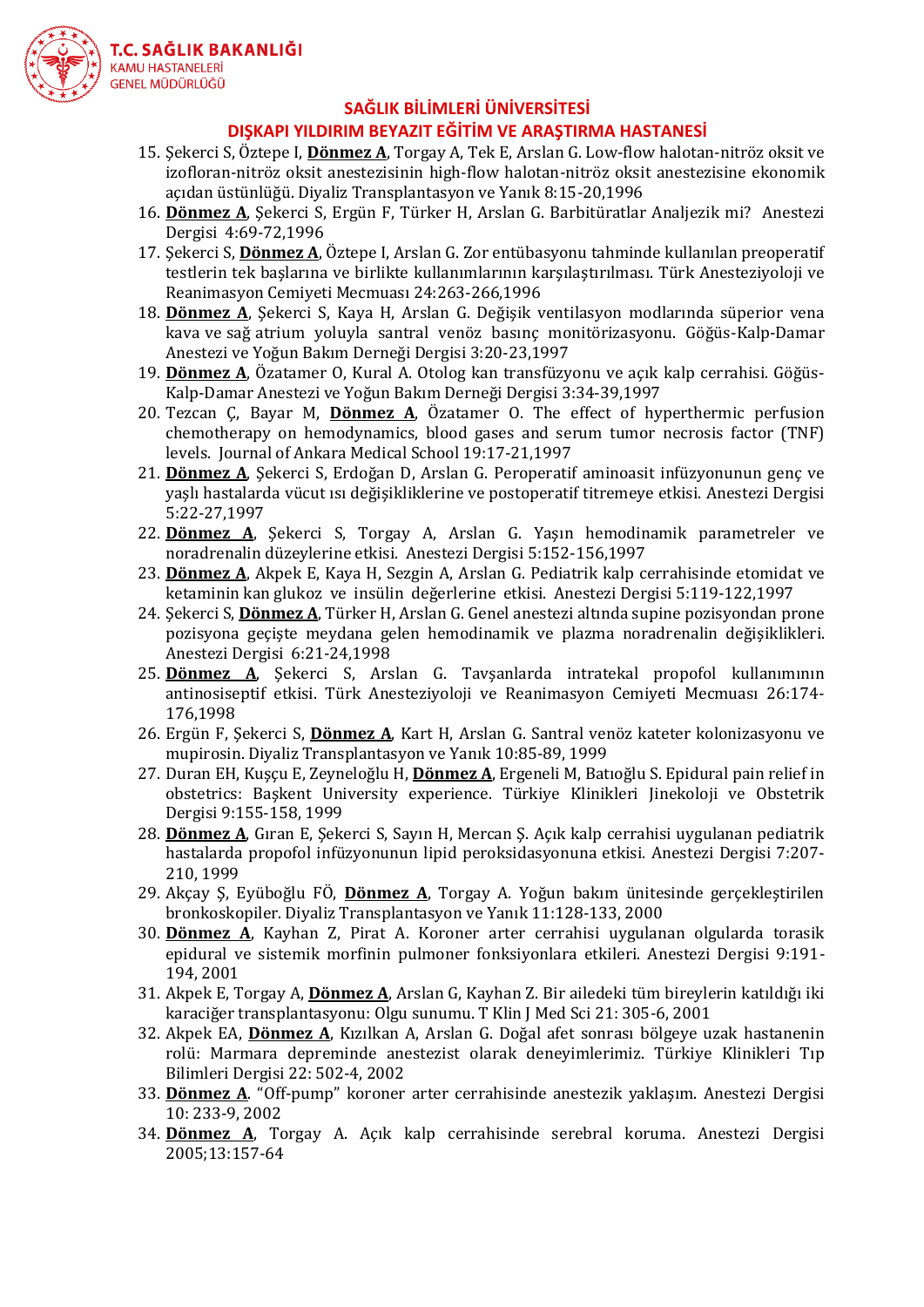15. Şekerci S, Öztepe I, **Dönmez A**, Torgay A, Tek E, Arslan G. Low-flow halotan-nitröz oksit ve izofloran-nitröz oksit anestezisinin high-flow halotan-nitröz oksit anestezisine ekonomik açıdan üstünlüğü. Diyaliz Transplantasyon ve Yanık 8:15-20,1996
16. **Dönmez A**, Şekerci S, Ergün F, Türker H, Arslan G. Barbitüratlar Analjezik mi? Anestezi Dergisi 4:69-72,1996
17. Şekerci S, **Dönmez A**, Öztepe I, Arslan G. Zor entübasyonu tahminde kullanılan preoperatif testlerin tek başlarına ve birlikte kullanımlarının karşılaştırılması. Türk Anesteziyoloji ve Reanimasyon Cemiyeti Mecmuası 24:263-266,1996
18. **Dönmez A**, Şekerci S, Kaya H, Arslan G. Değişik ventilasyon modlarında süperior vena kava ve sağ atrium yoluyla santral venöz basınç monitörizasyonu. Göğüs-Kalp-Damar Anestezi ve Yoğun Bakım Derneği Dergisi 3:20-23,1997
19. **Dönmez A**, Özatamer O, Kural A. Otolog kan transfüzyonu ve açık kalp cerrahisi. Göğüs-Kalp-Damar Anestezi ve Yoğun Bakım Derneği Dergisi 3:34-39,1997
20. Tezcan Ç, Bayar M, **Dönmez A**, Özatamer O. The effect of hyperthermic perfusion chemotherapy on hemodynamics, blood gases and serum tumor necrosis factor (TNF) levels. Journal of Ankara Medical School 19:17-21,1997
21. **Dönmez A**, Şekerci S, Erdoğan D, Arslan G. Peroperatif aminoasit infüzyonunun genç ve yaşlı hastalarda vücut ısı değişikliklerine ve postoperatif titremeye etkisi. Anestezi Dergisi 5:22-27,1997
22. **Dönmez A**, Şekerci S, Torgay A, Arslan G. Yaşın hemodinamik parametreler ve noradrenalin düzeylerine etkisi. Anestezi Dergisi 5:152-156,1997
23. **Dönmez A**, Akpek E, Kaya H, Sezgin A, Arslan G. Pediatrik kalp cerrahisinde etomidat ve ketaminin kan glukoz ve insülin değerlerine etkisi. Anestezi Dergisi 5:119-122,1997
24. Şekerci S, **Dönmez A**, Türker H, Arslan G. Genel anestezi altında supine pozisyondan prone pozisyona geçişte meydana gelen hemodinamik ve plazma noradrenalin değişiklikleri. Anestezi Dergisi 6:21-24,1998
25. **Dönmez A**, Şekerci S, Arslan G. Tavşanlarda intratekal propofol kullanımının antinosiseptif etkisi. Türk Anesteziyoloji ve Reanimasyon Cemiyeti Mecmuası 26:174-176,1998
26. Ergün F, Şekerci S, **Dönmez A**, Kart H, Arslan G. Santral venöz kateter kolonizasyonu ve mupirosin. Diyaliz Transplantasyon ve Yanık 10:85-89, 1999
27. Duran EH, Kuşçu E, Zeyneloğlu H, **Dönmez A**, Ergeneli M, Batıoğlu S. Epidural pain relief in obstetrics: Başkent University experience. Türkiye Klinikleri Jinekoloji ve Obstetrik Dergisi 9:155-158, 1999
28. **Dönmez A**, Gıran E, Şekerci S, Sayın H, Mercan Ş. Açık kalp cerrahisi uygulanan pediatrik hastalarda propofol infüzyonunun lipid peroksidasyonuna etkisi. Anestezi Dergisi 7:207-210, 1999
29. Akçay Ş, Eyüboğlu FÖ, **Dönmez A**, Torgay A. Yoğun bakım ünitesinde gerçekleştirilen bronkoskopiler. Diyaliz Transplantasyon ve Yanık 11:128-133, 2000
30. **Dönmez A**, Kayhan Z, Pirat A. Koroner arter cerrahisi uygulanan olgularda torasik epidural ve sistemik morfinin pulmoner fonksiyonlara etkileri. Anestezi Dergisi 9:191-194, 2001
31. Akpek E, Torgay A, **Dönmez A**, Arslan G, Kayhan Z. Bir ailedeki tüm bireylerin katıldığı iki karaciğer transplantasyonu: Olgu sunumu. T Klin J Med Sci 21: 305-6, 2001
32. Akpek EA, **Dönmez A**, Kızılkan A, Arslan G. Doğal afet sonrası bölgeye uzak hastanenin rolü: Marmara depreminde anestezist olarak deneyimlerimiz. Türkiye Klinikleri Tıp Bilimleri Dergisi 22: 502-4, 2002
33. **Dönmez A**. "Off-pump" koroner arter cerrahisinde anestezik yaklaşım. Anestezi Dergisi 10: 233-9, 2002
34. **Dönmez A**, Torgay A. Açık kalp cerrahisinde serebral koruma. Anestezi Dergisi 2005;13:157-64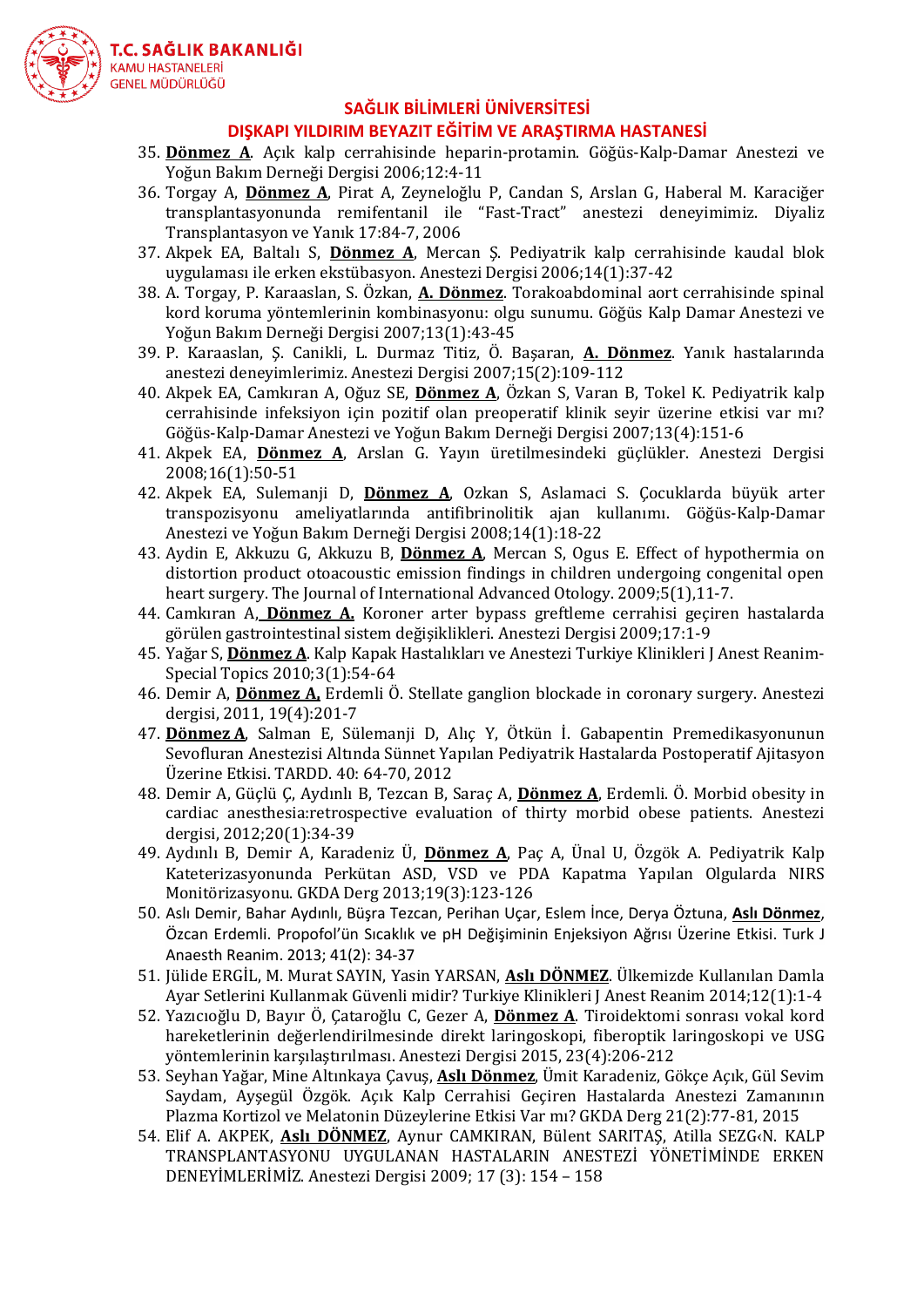35. **Dönmez A**. Açık kalp cerrahisinde heparin-protamin. Göğüs-Kalp-Damar Anestezi ve Yoğun Bakım Derneği Dergisi 2006;12:4-11
36. Torgay A, **Dönmez A**, Pirat A, Zeyneloğlu P, Candan S, Arslan G, Haberal M. Karaciğer transplantasyonunda remifentanil ile "Fast-Tract" anestezi deneyimimiz. Diyaliz Transplantasyon ve Yanık 17:84-7, 2006
37. Akpek EA, Baltalı S, **Dönmez A**, Mercan Ş. Pediyatrik kalp cerrahisinde kaudal blok uygulaması ile erken ekstübasyon. Anestezi Dergisi 2006;14(1):37-42
38. A. Torgay, P. Karaaslan, S. Özkan, **A. Dönmez**. Torakoabdominal aort cerrahisinde spinal kord koruma yöntemlerinin kombinasyonu: olgu sunumu. Göğüs Kalp Damar Anestezi ve Yoğun Bakım Derneği Dergisi 2007;13(1):43-45
39. P. Karaaslan, Ş. Canikli, L. Durmaz Titiz, Ö. Başaran, **A. Dönmez**. Yanık hastalarında anestezi deneyimlerimiz. Anestezi Dergisi 2007;15(2):109-112
40. Akpek EA, Camkıran A, Oğuz SE, **Dönmez A**, Özkan S, Varan B, Tokel K. Pediyatrik kalp cerrahisinde infeksiyon için pozitif olan preoperatif klinik seyir üzerine etkisi var mı? Göğüs-Kalp-Damar Anestezi ve Yoğun Bakım Derneği Dergisi 2007;13(4):151-6
41. Akpek EA, **Dönmez A**, Arslan G. Yayın üretilmesindeki güçlükler. Anestezi Dergisi 2008;16(1):50-51
42. Akpek EA, Sulemanji D, **Dönmez A**, Ozkan S, Aslamaci S. Çocuklarda büyük arter transpozisyonu ameliyatlarında antifibrinolitik ajan kullanımı. Göğüs-Kalp-Damar Anestezi ve Yoğun Bakım Derneği Dergisi 2008;14(1):18-22
43. Aydin E, Akkuzu G, Akkuzu B, **Dönmez A**, Mercan S, Ogus E. Effect of hypothermia on distortion product otoacoustic emission findings in children undergoing congenital open heart surgery. The Journal of International Advanced Otology. 2009;5(1),11-7.
44. Camkıran A, **Dönmez A.** Koroner arter bypass greftleme cerrahisi geçiren hastalarda görülen gastrointestinal sistem değişiklikleri. Anestezi Dergisi 2009;17:1-9
45. Yağar S, **Dönmez A**. Kalp Kapak Hastalıkları ve Anestezi Turkiye Klinikleri J Anest Reanim-Special Topics 2010;3(1):54-64
46. Demir A, **Dönmez A,** Erdemli Ö. Stellate ganglion blockade in coronary surgery. Anestezi dergisi, 2011, 19(4):201-7
47. **Dönmez A**, Salman E, Sülemanji D, Alıç Y, Ötkün İ. Gabapentin Premedikasyonunun Sevofluran Anestezisi Altında Sünnet Yapılan Pediyatrik Hastalarda Postoperatif Ajitasyon Üzerine Etkisi. TARDD. 40: 64-70, 2012
48. Demir A, Güçlü Ç, Aydınlı B, Tezcan B, Saraç A, **Dönmez A**, Erdemli. Ö. Morbid obesity in cardiac anesthesia:retrospective evaluation of thirty morbid obese patients. Anestezi dergisi, 2012;20(1):34-39
49. Aydınlı B, Demir A, Karadeniz Ü, **Dönmez A**, Paç A, Ünal U, Özgök A. Pediyatrik Kalp Kateterizasyonunda Perkütan ASD, VSD ve PDA Kapatma Yapılan Olgularda NIRS Monitörizasyonu. GKDA Derg 2013;19(3):123-126
50. Aslı Demir, Bahar Aydınlı, Büşra Tezcan, Perihan Uçar, Eslem İnce, Derya Öztuna, **Aslı Dönmez**, Özcan Erdemli. Propofol'ün Sıcaklık ve pH Değişiminin Enjeksiyon Ağrısı Üzerine Etkisi. Turk J Anaesth Reanim. 2013; 41(2): 34-37
51. Jülide ERGİL, M. Murat SAYIN, Yasin YARSAN, **Aslı DÖNMEZ**. Ülkemizde Kullanılan Damla Ayar Setlerini Kullanmak Güvenli midir? Turkiye Klinikleri J Anest Reanim 2014;12(1):1-4
52. Yazıcıoğlu D, Bayır Ö, Çataroğlu C, Gezer A, **Dönmez A**. Tiroidektomi sonrası vokal kord hareketlerinin değerlendirilmesinde direkt laringoskopi, fiberoptik laringoskopi ve USG yöntemlerinin karşılaştırılması. Anestezi Dergisi 2015, 23(4):206-212
53. Seyhan Yağar, Mine Altınkaya Çavuş, **Aslı Dönmez**, Ümit Karadeniz, Gökçe Açık, Gül Sevim Saydam, Ayşegül Özgök. Açık Kalp Cerrahisi Geçiren Hastalarda Anestezi Zamanının Plazma Kortizol ve Melatonin Düzeylerine Etkisi Var mı? GKDA Derg 21(2):77-81, 2015
54. Elif A. AKPEK, **Aslı DÖNMEZ**, Aynur CAMKIRAN, Bülent SARITAŞ, Atilla SEZG‹N. KALP TRANSPLANTASYONU UYGULANAN HASTALARIN ANESTEZİ YÖNETİMİNDE ERKEN DENEYİMLERİMİZ. Anestezi Dergisi 2009; 17 (3): 154 – 158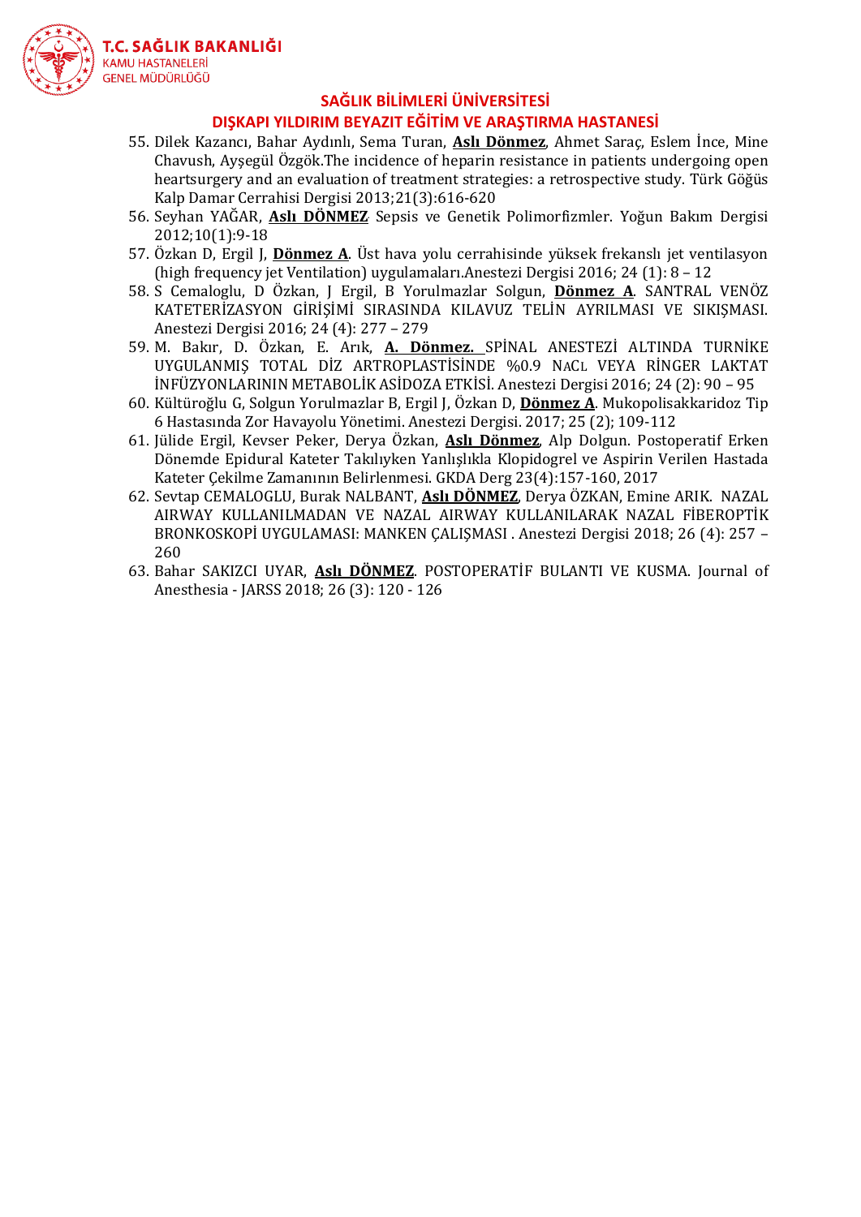55. Dilek Kazancı, Bahar Aydınlı, Sema Turan, **Aslı Dönmez**, Ahmet Saraç, Eslem İnce, Mine Chavush, Ayşegül Özgök.The incidence of heparin resistance in patients undergoing open heartsurgery and an evaluation of treatment strategies: a retrospective study. Türk Göğüs Kalp Damar Cerrahisi Dergisi 2013;21(3):616-620
56. Seyhan YAĞAR, **Aslı DÖNMEZ** Sepsis ve Genetik Polimorfizmler. Yoğun Bakım Dergisi 2012;10(1):9-18
57. Özkan D, Ergil J, **Dönmez A**. Üst hava yolu cerrahisinde yüksek frekanslı jet ventilasyon (high frequency jet Ventilation) uygulamaları.Anestezi Dergisi 2016; 24 (1): 8 – 12
58. S Cemaloglu, D Özkan, J Ergil, B Yorulmazlar Solgun, **Dönmez A**. SANTRAL VENÖZ KATETERİZASYON GİRİŞİMİ SIRASINDA KILAVUZ TELİN AYRILMASI VE SIKIŞMASI. Anestezi Dergisi 2016; 24 (4): 277 – 279
59. M. Bakır, D. Özkan, E. Arık, **A. Dönmez.** SPİNAL ANESTEZİ ALTINDA TURNİKE UYGULANMIŞ TOTAL DİZ ARTROPLASTİSİNDE %0.9 NACL VEYA RİNGER LAKTAT İNFÜZYONLARININ METABOLİK ASİDOZA ETKİSİ. Anestezi Dergisi 2016; 24 (2): 90 – 95
60. Kültüroğlu G, Solgun Yorulmazlar B, Ergil J, Özkan D, **Dönmez A**. Mukopolisakkaridoz Tip 6 Hastasında Zor Havayolu Yönetimi. Anestezi Dergisi. 2017; 25 (2); 109-112
61. Jülide Ergil, Kevser Peker, Derya Özkan, **Aslı Dönmez**, Alp Dolgun. Postoperatif Erken Dönemde Epidural Kateter Takılıyken Yanlışlıkla Klopidogrel ve Aspirin Verilen Hastada Kateter Çekilme Zamanının Belirlenmesi. GKDA Derg 23(4):157-160, 2017
62. Sevtap CEMALOGLU, Burak NALBANT, **Aslı DÖNMEZ**, Derya ÖZKAN, Emine ARIK. NAZAL AIRWAY KULLANILMADAN VE NAZAL AIRWAY KULLANILARAK NAZAL FİBEROPTİK BRONKOSKOPİ UYGULAMASI: MANKEN ÇALIŞMASI . Anestezi Dergisi 2018; 26 (4): 257 – 260
63. Bahar SAKIZCI UYAR, **Aslı DÖNMEZ**. POSTOPERATİF BULANTI VE KUSMA. Journal of Anesthesia - JARSS 2018; 26 (3): 120 - 126